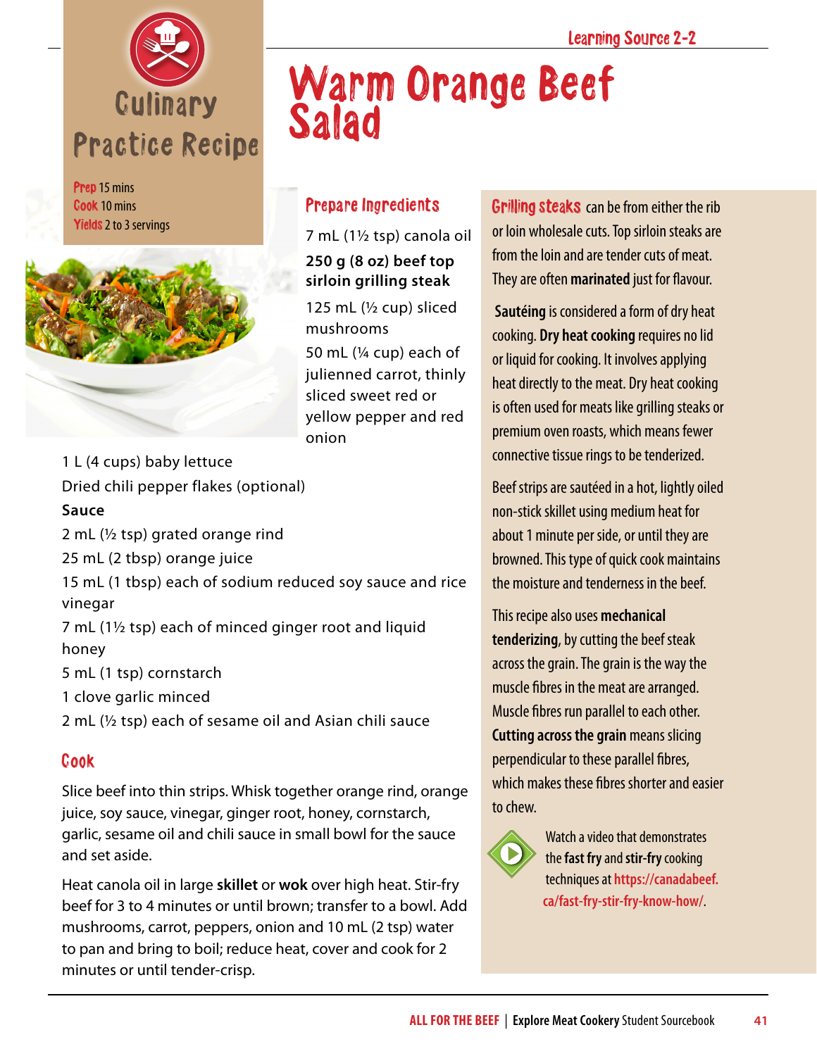Culinary Practice Recipe

# Warm Orange Beef Salad

**Prep** 15 mins
**Cook** 10 mins
**Yields** 2 to 3 servings

## Prepare Ingredients

7 mL (1½ tsp) canola oil

**250 g (8 oz) beef top sirloin grilling steak**

125 mL (½ cup) sliced mushrooms

50 mL (¼ cup) each of julienned carrot, thinly sliced sweet red or yellow pepper and red onion

1 L (4 cups) baby lettuce

Dried chili pepper flakes (optional)

**Sauce**

2 mL (½ tsp) grated orange rind

25 mL (2 tbsp) orange juice

15 mL (1 tbsp) each of sodium reduced soy sauce and rice vinegar

7 mL (1½ tsp) each of minced ginger root and liquid honey

5 mL (1 tsp) cornstarch

1 clove garlic minced

2 mL (½ tsp) each of sesame oil and Asian chili sauce

## Cook

Slice beef into thin strips. Whisk together orange rind, orange juice, soy sauce, vinegar, ginger root, honey, cornstarch, garlic, sesame oil and chili sauce in small bowl for the sauce and set aside.

Heat canola oil in large **skillet** or **wok** over high heat. Stir-fry beef for 3 to 4 minutes or until brown; transfer to a bowl. Add mushrooms, carrot, peppers, onion and 10 mL (2 tsp) water to pan and bring to boil; reduce heat, cover and cook for 2 minutes or until tender-crisp.

**Grilling steaks** can be from either the rib or loin wholesale cuts. Top sirloin steaks are from the loin and are tender cuts of meat. They are often **marinated** just for flavour.

**Sautéing** is considered a form of dry heat cooking. **Dry heat cooking** requires no lid or liquid for cooking. It involves applying heat directly to the meat. Dry heat cooking is often used for meats like grilling steaks or premium oven roasts, which means fewer connective tissue rings to be tenderized.

Beef strips are sautéed in a hot, lightly oiled non-stick skillet using medium heat for about 1 minute per side, or until they are browned. This type of quick cook maintains the moisture and tenderness in the beef.

This recipe also uses **mechanical tenderizing**, by cutting the beef steak across the grain. The grain is the way the muscle fibres in the meat are arranged. Muscle fibres run parallel to each other. **Cutting across the grain** means slicing perpendicular to these parallel fibres, which makes these fibres shorter and easier to chew.

Watch a video that demonstrates the **fast fry** and **stir-fry** cooking techniques at https://canadabeef.ca/fast-fry-stir-fry-know-how/.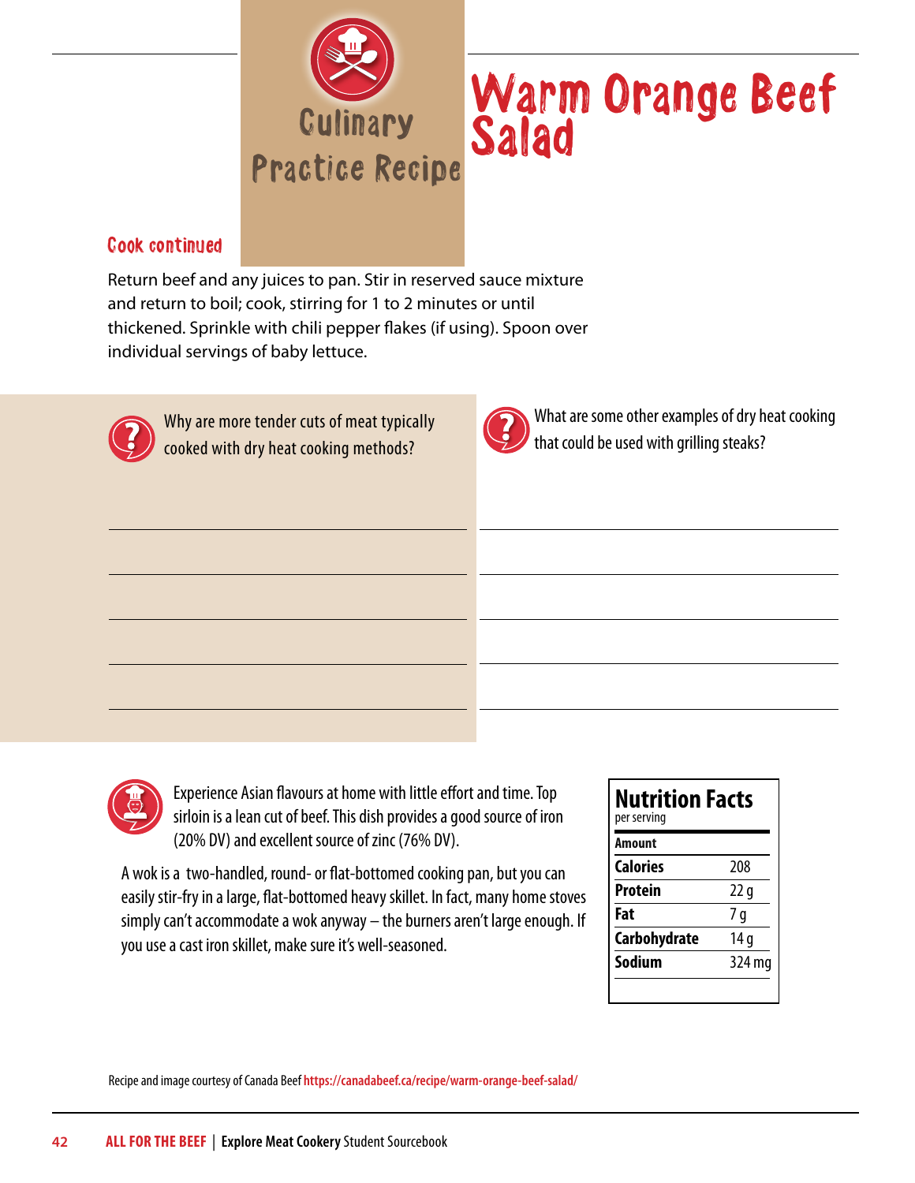Culinary Practice Recipe

# Warm Orange Beef Salad

### Cook continued

Return beef and any juices to pan. Stir in reserved sauce mixture and return to boil; cook, stirring for 1 to 2 minutes or until thickened. Sprinkle with chili pepper flakes (if using). Spoon over individual servings of baby lettuce.

Why are more tender cuts of meat typically cooked with dry heat cooking methods?

What are some other examples of dry heat cooking that could be used with grilling steaks?

Experience Asian flavours at home with little effort and time. Top sirloin is a lean cut of beef. This dish provides a good source of iron (20% DV) and excellent source of zinc (76% DV).

A wok is a two-handled, round- or flat-bottomed cooking pan, but you can easily stir-fry in a large, flat-bottomed heavy skillet. In fact, many home stoves simply can't accommodate a wok anyway – the burners aren't large enough. If you use a cast iron skillet, make sure it's well-seasoned.

**Nutrition Facts**
per serving

| Amount | |
|---|---|
| **Calories** | 208 |
| **Protein** | 22 g |
| **Fat** | 7 g |
| **Carbohydrate** | 14 g |
| **Sodium** | 324 mg |

Recipe and image courtesy of Canada Beef https://canadabeef.ca/recipe/warm-orange-beef-salad/